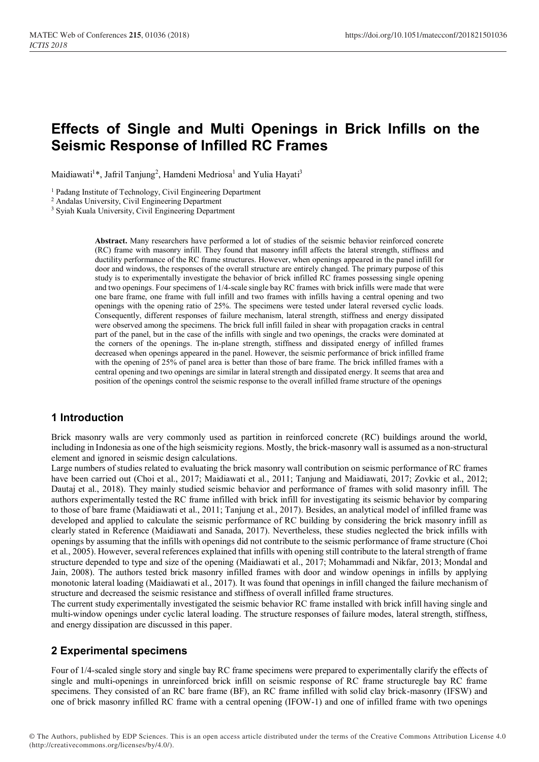# Effects of Single and Multi Openings in Brick Infills on the Seismic Response of Infilled RC Frames

Maidiawati[1]*, Jafril Tanjung[2], Hamdeni Medriosa[1] and Yulia Hayati[3]

[1] Padang Institute of Technology, Civil Engineering Department

[2] Andalas University, Civil Engineering Department

[3] Syiah Kuala University, Civil Engineering Department

**Abstract.** Many researchers have performed a lot of studies of the seismic behavior reinforced concrete (RC) frame with masonry infill. They found that masonry infill affects the lateral strength, stiffness and ductility performance of the RC frame structures. However, when openings appeared in the panel infill for door and windows, the responses of the overall structure are entirely changed. The primary purpose of this study is to experimentally investigate the behavior of brick infilled RC frames possessing single opening and two openings. Four specimens of 1/4-scale single bay RC frames with brick infills were made that were one bare frame, one frame with full infill and two frames with infills having a central opening and two openings with the opening ratio of 25%. The specimens were tested under lateral reversed cyclic loads. Consequently, different responses of failure mechanism, lateral strength, stiffness and energy dissipated were observed among the specimens. The brick full infill failed in shear with propagation cracks in central part of the panel, but in the case of the infills with single and two openings, the cracks were dominated at the corners of the openings. The in-plane strength, stiffness and dissipated energy of infilled frames decreased when openings appeared in the panel. However, the seismic performance of brick infilled frame with the opening of 25% of panel area is better than those of bare frame. The brick infilled frames with a central opening and two openings are similar in lateral strength and dissipated energy. It seems that area and position of the openings control the seismic response to the overall infilled frame structure of the openings

## 1 Introduction

Brick masonry walls are very commonly used as partition in reinforced concrete (RC) buildings around the world, including in Indonesia as one of the high seismicity regions. Mostly, the brick-masonry wall is assumed as a non-structural element and ignored in seismic design calculations.

Large numbers of studies related to evaluating the brick masonry wall contribution on seismic performance of RC frames have been carried out (Choi et al., 2017; Maidiawati et al., 2011; Tanjung and Maidiawati, 2017; Zovkic et al., 2012; Dautaj et al., 2018). They mainly studied seismic behavior and performance of frames with solid masonry infill. The authors experimentally tested the RC frame infilled with brick infill for investigating its seismic behavior by comparing to those of bare frame (Maidiawati et al., 2011; Tanjung et al., 2017). Besides, an analytical model of infilled frame was developed and applied to calculate the seismic performance of RC building by considering the brick masonry infill as clearly stated in Reference (Maidiawati and Sanada, 2017). Nevertheless, these studies neglected the brick infills with openings by assuming that the infills with openings did not contribute to the seismic performance of frame structure (Choi et al., 2005). However, several references explained that infills with opening still contribute to the lateral strength of frame structure depended to type and size of the opening (Maidiawati et al., 2017; Mohammadi and Nikfar, 2013; Mondal and Jain, 2008). The authors tested brick masonry infilled frames with door and window openings in infills by applying monotonic lateral loading (Maidiawati et al., 2017). It was found that openings in infill changed the failure mechanism of structure and decreased the seismic resistance and stiffness of overall infilled frame structures.

The current study experimentally investigated the seismic behavior RC frame installed with brick infill having single and multi-window openings under cyclic lateral loading. The structure responses of failure modes, lateral strength, stiffness, and energy dissipation are discussed in this paper.

## 2 Experimental specimens

Four of 1/4-scaled single story and single bay RC frame specimens were prepared to experimentally clarify the effects of single and multi-openings in unreinforced brick infill on seismic response of RC frame structuregle bay RC frame specimens. They consisted of an RC bare frame (BF), an RC frame infilled with solid clay brick-masonry (IFSW) and one of brick masonry infilled RC frame with a central opening (IFOW-1) and one of infilled frame with two openings

© The Authors, published by EDP Sciences. This is an open access article distributed under the terms of the Creative Commons Attribution License 4.0 (http://creativecommons.org/licenses/by/4.0/).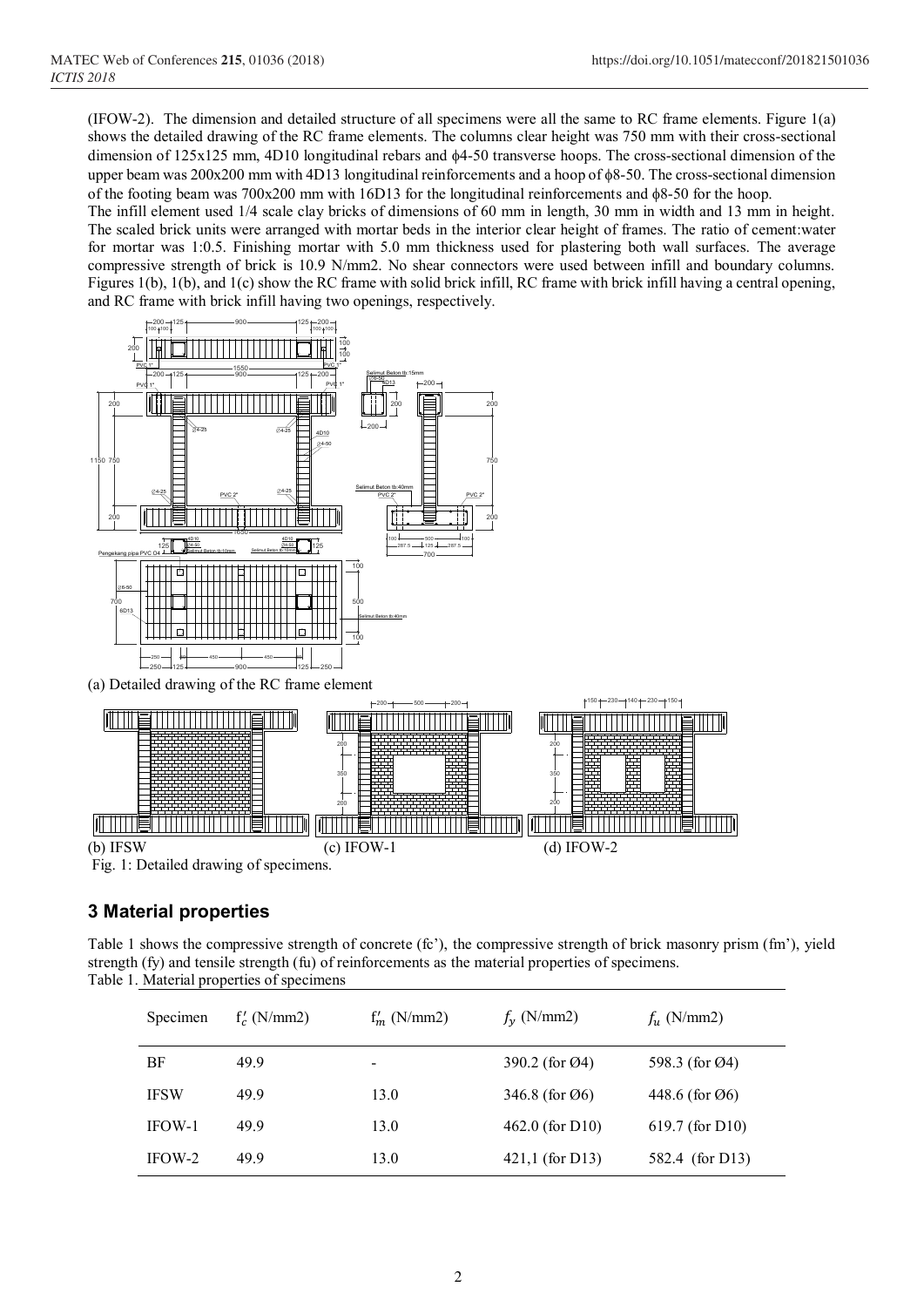(IFOW-2). The dimension and detailed structure of all specimens were all the same to RC frame elements. Figure 1(a) shows the detailed drawing of the RC frame elements. The columns clear height was 750 mm with their cross-sectional dimension of 125x125 mm, 4D10 longitudinal rebars and ϕ4-50 transverse hoops. The cross-sectional dimension of the upper beam was 200x200 mm with 4D13 longitudinal reinforcements and a hoop of ϕ8-50. The cross-sectional dimension of the footing beam was 700x200 mm with 16D13 for the longitudinal reinforcements and ϕ8-50 for the hoop.

The infill element used 1/4 scale clay bricks of dimensions of 60 mm in length, 30 mm in width and 13 mm in height. The scaled brick units were arranged with mortar beds in the interior clear height of frames. The ratio of cement:water for mortar was 1:0.5. Finishing mortar with 5.0 mm thickness used for plastering both wall surfaces. The average compressive strength of brick is 10.9 N/mm2. No shear connectors were used between infill and boundary columns. Figures 1(b), 1(b), and 1(c) show the RC frame with solid brick infill, RC frame with brick infill having a central opening, and RC frame with brick infill having two openings, respectively.

(a) Detailed drawing of the RC frame element

(b) IFSW (c) IFOW-1 (d) IFOW-2

Fig. 1: Detailed drawing of specimens.

## 3 Material properties

Table 1 shows the compressive strength of concrete (fc'), the compressive strength of brick masonry prism (fm'), yield strength (fy) and tensile strength (fu) of reinforcements as the material properties of specimens.

Table 1. Material properties of specimens

| Specimen | $f_c'$ (N/mm2) | $f_m'$ (N/mm2) | $f_y$ (N/mm2) | $f_u$ (N/mm2) |
|---|---|---|---|---|
| BF | 49.9 | - | 390.2 (for Ø4) | 598.3 (for Ø4) |
| IFSW | 49.9 | 13.0 | 346.8 (for Ø6) | 448.6 (for Ø6) |
| IFOW-1 | 49.9 | 13.0 | 462.0 (for D10) | 619.7 (for D10) |
| IFOW-2 | 49.9 | 13.0 | 421,1 (for D13) | 582.4 (for D13) |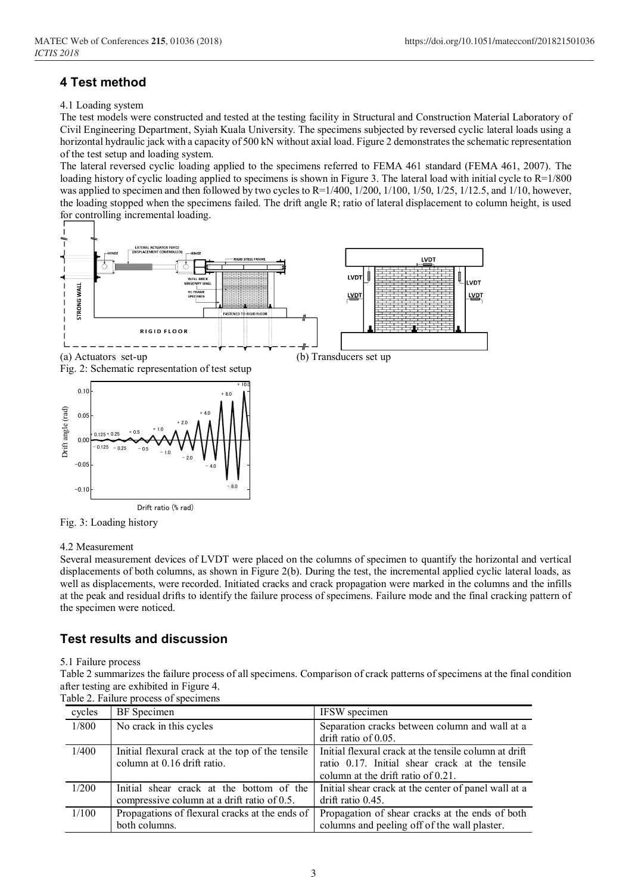## 4 Test method

4.1 Loading system

The test models were constructed and tested at the testing facility in Structural and Construction Material Laboratory of Civil Engineering Department, Syiah Kuala University. The specimens subjected by reversed cyclic lateral loads using a horizontal hydraulic jack with a capacity of 500 kN without axial load. Figure 2 demonstrates the schematic representation of the test setup and loading system.

The lateral reversed cyclic loading applied to the specimens referred to FEMA 461 standard (FEMA 461, 2007). The loading history of cyclic loading applied to specimens is shown in Figure 3. The lateral load with initial cycle to R=1/800 was applied to specimen and then followed by two cycles to R=1/400, 1/200, 1/100, 1/50, 1/25, 1/12.5, and 1/10, however, the loading stopped when the specimens failed. The drift angle R; ratio of lateral displacement to column height, is used for controlling incremental loading.

(a) Actuators set-up (b) Transducers set up

Fig. 2: Schematic representation of test setup

Fig. 3: Loading history

4.2 Measurement

Several measurement devices of LVDT were placed on the columns of specimen to quantify the horizontal and vertical displacements of both columns, as shown in Figure 2(b). During the test, the incremental applied cyclic lateral loads, as well as displacements, were recorded. Initiated cracks and crack propagation were marked in the columns and the infills at the peak and residual drifts to identify the failure process of specimens. Failure mode and the final cracking pattern of the specimen were noticed.

## Test results and discussion

5.1 Failure process

Table 2 summarizes the failure process of all specimens. Comparison of crack patterns of specimens at the final condition after testing are exhibited in Figure 4.

Table 2. Failure process of specimens

| cycles | BF Specimen | IFSW specimen |
|---|---|---|
| 1/800 | No crack in this cycles | Separation cracks between column and wall at a drift ratio of 0.05. |
| 1/400 | Initial flexural crack at the top of the tensile column at 0.16 drift ratio. | Initial flexural crack at the tensile column at drift ratio 0.17. Initial shear crack at the tensile column at the drift ratio of 0.21. |
| 1/200 | Initial shear crack at the bottom of the compressive column at a drift ratio of 0.5. | Initial shear crack at the center of panel wall at a drift ratio 0.45. |
| 1/100 | Propagations of flexural cracks at the ends of both columns. | Propagation of shear cracks at the ends of both columns and peeling off of the wall plaster. |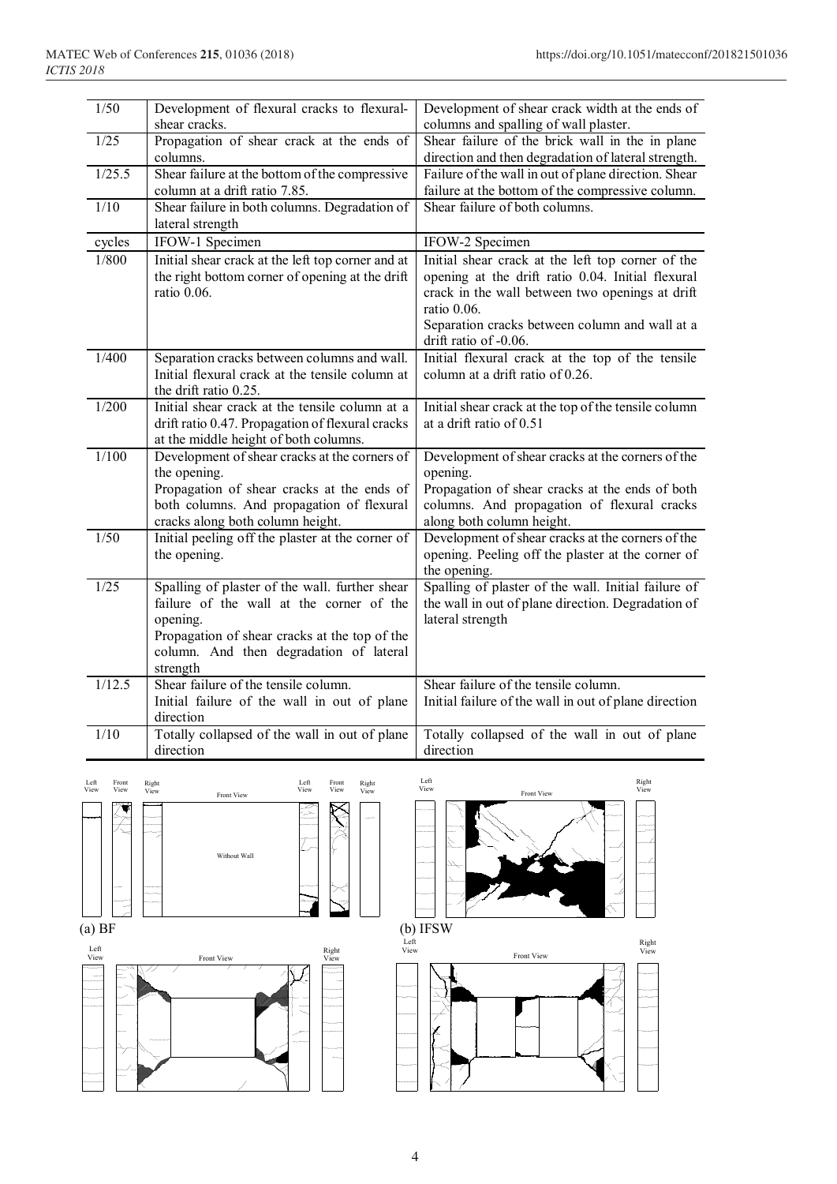| 1/50 | Development of flexural cracks to flexural-shear cracks. | Development of shear crack width at the ends of columns and spalling of wall plaster. |
|---|---|---|
| 1/25 | Propagation of shear crack at the ends of columns. | Shear failure of the brick wall in the in plane direction and then degradation of lateral strength. |
| 1/25.5 | Shear failure at the bottom of the compressive column at a drift ratio 7.85. | Failure of the wall in out of plane direction. Shear failure at the bottom of the compressive column. |
| 1/10 | Shear failure in both columns. Degradation of lateral strength | Shear failure of both columns. |
| cycles | IFOW-1 Specimen | IFOW-2 Specimen |
| 1/800 | Initial shear crack at the left top corner and at the right bottom corner of opening at the drift ratio 0.06. | Initial shear crack at the left top corner of the opening at the drift ratio 0.04. Initial flexural crack in the wall between two openings at drift ratio 0.06. Separation cracks between column and wall at a drift ratio of -0.06. |
| 1/400 | Separation cracks between columns and wall. Initial flexural crack at the tensile column at the drift ratio 0.25. | Initial flexural crack at the top of the tensile column at a drift ratio of 0.26. |
| 1/200 | Initial shear crack at the tensile column at a drift ratio 0.47. Propagation of flexural cracks at the middle height of both columns. | Initial shear crack at the top of the tensile column at a drift ratio of 0.51 |
| 1/100 | Development of shear cracks at the corners of the opening. Propagation of shear cracks at the ends of both columns. And propagation of flexural cracks along both column height. | Development of shear cracks at the corners of the opening. Propagation of shear cracks at the ends of both columns. And propagation of flexural cracks along both column height. |
| 1/50 | Initial peeling off the plaster at the corner of the opening. | Development of shear cracks at the corners of the opening. Peeling off the plaster at the corner of the opening. |
| 1/25 | Spalling of plaster of the wall. further shear failure of the wall at the corner of the opening. Propagation of shear cracks at the top of the column. And then degradation of lateral strength | Spalling of plaster of the wall. Initial failure of the wall in out of plane direction. Degradation of lateral strength |
| 1/12.5 | Shear failure of the tensile column. Initial failure of the wall in out of plane direction | Shear failure of the tensile column. Initial failure of the wall in out of plane direction |
| 1/10 | Totally collapsed of the wall in out of plane direction | Totally collapsed of the wall in out of plane direction |

(a) BF

(b) IFSW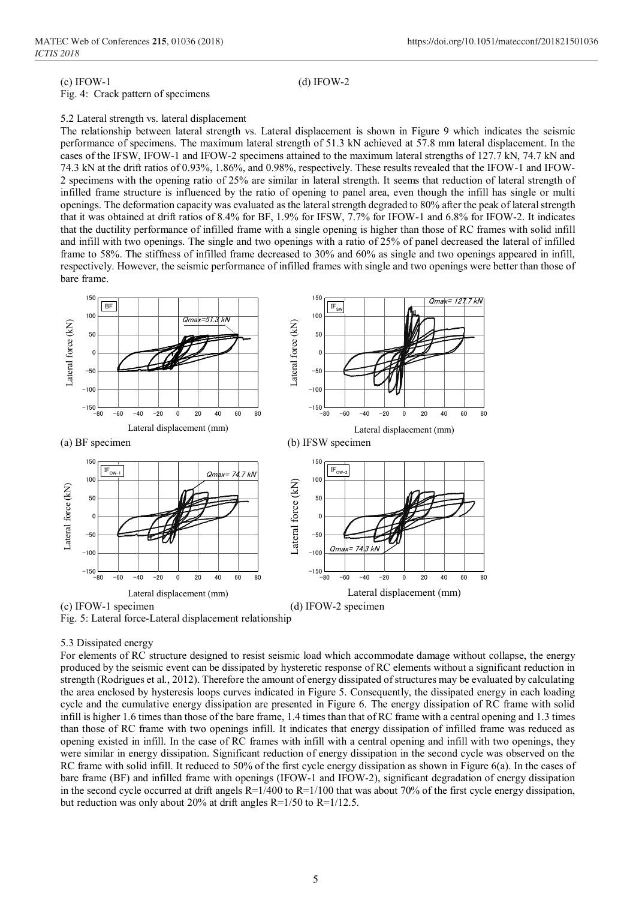(c) IFOW-1 (d) IFOW-2

Fig. 4: Crack pattern of specimens

### 5.2 Lateral strength vs. lateral displacement

The relationship between lateral strength vs. Lateral displacement is shown in Figure 9 which indicates the seismic performance of specimens. The maximum lateral strength of 51.3 kN achieved at 57.8 mm lateral displacement. In the cases of the IFSW, IFOW-1 and IFOW-2 specimens attained to the maximum lateral strengths of 127.7 kN, 74.7 kN and 74.3 kN at the drift ratios of 0.93%, 1.86%, and 0.98%, respectively. These results revealed that the IFOW-1 and IFOW-2 specimens with the opening ratio of 25% are similar in lateral strength. It seems that reduction of lateral strength of infilled frame structure is influenced by the ratio of opening to panel area, even though the infill has single or multi openings. The deformation capacity was evaluated as the lateral strength degraded to 80% after the peak of lateral strength that it was obtained at drift ratios of 8.4% for BF, 1.9% for IFSW, 7.7% for IFOW-1 and 6.8% for IFOW-2. It indicates that the ductility performance of infilled frame with a single opening is higher than those of RC frames with solid infill and infill with two openings. The single and two openings with a ratio of 25% of panel decreased the lateral of infilled frame to 58%. The stiffness of infilled frame decreased to 30% and 60% as single and two openings appeared in infill, respectively. However, the seismic performance of infilled frames with single and two openings were better than those of bare frame.

(a) BF specimen (b) IFSW specimen

(c) IFOW-1 specimen (d) IFOW-2 specimen

Fig. 5: Lateral force-Lateral displacement relationship

### 5.3 Dissipated energy

For elements of RC structure designed to resist seismic load which accommodate damage without collapse, the energy produced by the seismic event can be dissipated by hysteretic response of RC elements without a significant reduction in strength (Rodrigues et al., 2012). Therefore the amount of energy dissipated of structures may be evaluated by calculating the area enclosed by hysteresis loops curves indicated in Figure 5. Consequently, the dissipated energy in each loading cycle and the cumulative energy dissipation are presented in Figure 6. The energy dissipation of RC frame with solid infill is higher 1.6 times than those of the bare frame, 1.4 times than that of RC frame with a central opening and 1.3 times than those of RC frame with two openings infill. It indicates that energy dissipation of infilled frame was reduced as opening existed in infill. In the case of RC frames with infill with a central opening and infill with two openings, they were similar in energy dissipation. Significant reduction of energy dissipation in the second cycle was observed on the RC frame with solid infill. It reduced to 50% of the first cycle energy dissipation as shown in Figure 6(a). In the cases of bare frame (BF) and infilled frame with openings (IFOW-1 and IFOW-2), significant degradation of energy dissipation in the second cycle occurred at drift angels R=1/400 to R=1/100 that was about 70% of the first cycle energy dissipation, but reduction was only about 20% at drift angles R=1/50 to R=1/12.5.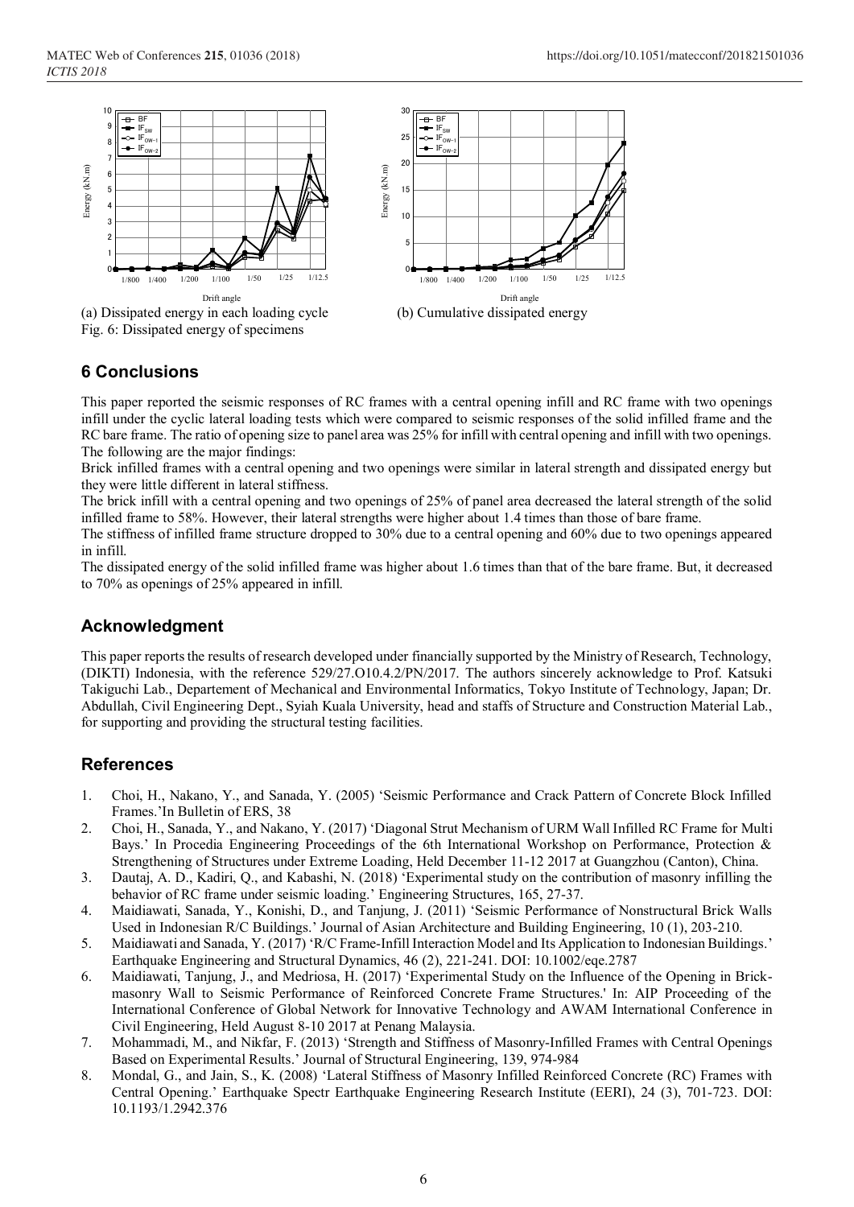(a) Dissipated energy in each loading cycle

(b) Cumulative dissipated energy

Fig. 6: Dissipated energy of specimens

## 6 Conclusions

This paper reported the seismic responses of RC frames with a central opening infill and RC frame with two openings infill under the cyclic lateral loading tests which were compared to seismic responses of the solid infilled frame and the RC bare frame. The ratio of opening size to panel area was 25% for infill with central opening and infill with two openings. The following are the major findings:

Brick infilled frames with a central opening and two openings were similar in lateral strength and dissipated energy but they were little different in lateral stiffness.

The brick infill with a central opening and two openings of 25% of panel area decreased the lateral strength of the solid infilled frame to 58%. However, their lateral strengths were higher about 1.4 times than those of bare frame.

The stiffness of infilled frame structure dropped to 30% due to a central opening and 60% due to two openings appeared in infill.

The dissipated energy of the solid infilled frame was higher about 1.6 times than that of the bare frame. But, it decreased to 70% as openings of 25% appeared in infill.

## Acknowledgment

This paper reports the results of research developed under financially supported by the Ministry of Research, Technology, (DIKTI) Indonesia, with the reference 529/27.O10.4.2/PN/2017. The authors sincerely acknowledge to Prof. Katsuki Takiguchi Lab., Departement of Mechanical and Environmental Informatics, Tokyo Institute of Technology, Japan; Dr. Abdullah, Civil Engineering Dept., Syiah Kuala University, head and staffs of Structure and Construction Material Lab., for supporting and providing the structural testing facilities.

## References

1. Choi, H., Nakano, Y., and Sanada, Y. (2005) 'Seismic Performance and Crack Pattern of Concrete Block Infilled Frames.'In Bulletin of ERS, 38
2. Choi, H., Sanada, Y., and Nakano, Y. (2017) 'Diagonal Strut Mechanism of URM Wall Infilled RC Frame for Multi Bays.' In Procedia Engineering Proceedings of the 6th International Workshop on Performance, Protection & Strengthening of Structures under Extreme Loading, Held December 11-12 2017 at Guangzhou (Canton), China.
3. Dautaj, A. D., Kadiri, Q., and Kabashi, N. (2018) 'Experimental study on the contribution of masonry infilling the behavior of RC frame under seismic loading.' Engineering Structures, 165, 27-37.
4. Maidiawati, Sanada, Y., Konishi, D., and Tanjung, J. (2011) 'Seismic Performance of Nonstructural Brick Walls Used in Indonesian R/C Buildings.' Journal of Asian Architecture and Building Engineering, 10 (1), 203-210.
5. Maidiawati and Sanada, Y. (2017) 'R/C Frame-Infill Interaction Model and Its Application to Indonesian Buildings.' Earthquake Engineering and Structural Dynamics, 46 (2), 221-241. DOI: 10.1002/eqe.2787
6. Maidiawati, Tanjung, J., and Medriosa, H. (2017) 'Experimental Study on the Influence of the Opening in Brick-masonry Wall to Seismic Performance of Reinforced Concrete Frame Structures.' In: AIP Proceeding of the International Conference of Global Network for Innovative Technology and AWAM International Conference in Civil Engineering, Held August 8-10 2017 at Penang Malaysia.
7. Mohammadi, M., and Nikfar, F. (2013) 'Strength and Stiffness of Masonry-Infilled Frames with Central Openings Based on Experimental Results.' Journal of Structural Engineering, 139, 974-984
8. Mondal, G., and Jain, S., K. (2008) 'Lateral Stiffness of Masonry Infilled Reinforced Concrete (RC) Frames with Central Opening.' Earthquake Spectr Earthquake Engineering Research Institute (EERI), 24 (3), 701-723. DOI: 10.1193/1.2942.376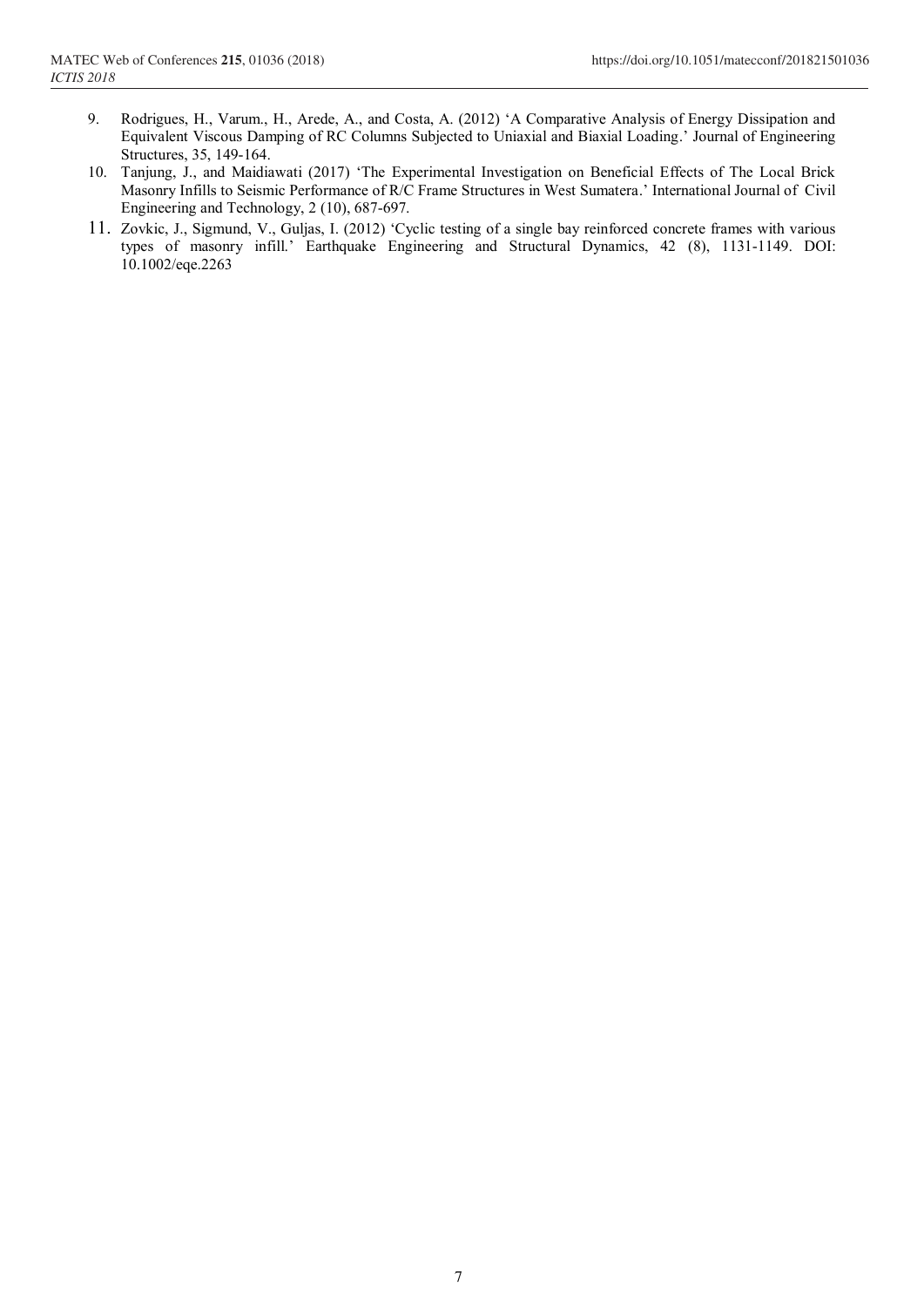9. Rodrigues, H., Varum., H., Arede, A., and Costa, A. (2012) 'A Comparative Analysis of Energy Dissipation and Equivalent Viscous Damping of RC Columns Subjected to Uniaxial and Biaxial Loading.' Journal of Engineering Structures, 35, 149-164.
10. Tanjung, J., and Maidiawati (2017) 'The Experimental Investigation on Beneficial Effects of The Local Brick Masonry Infills to Seismic Performance of R/C Frame Structures in West Sumatera.' International Journal of Civil Engineering and Technology, 2 (10), 687-697.
11. Zovkic, J., Sigmund, V., Guljas, I. (2012) 'Cyclic testing of a single bay reinforced concrete frames with various types of masonry infill.' Earthquake Engineering and Structural Dynamics, 42 (8), 1131-1149. DOI: 10.1002/eqe.2263